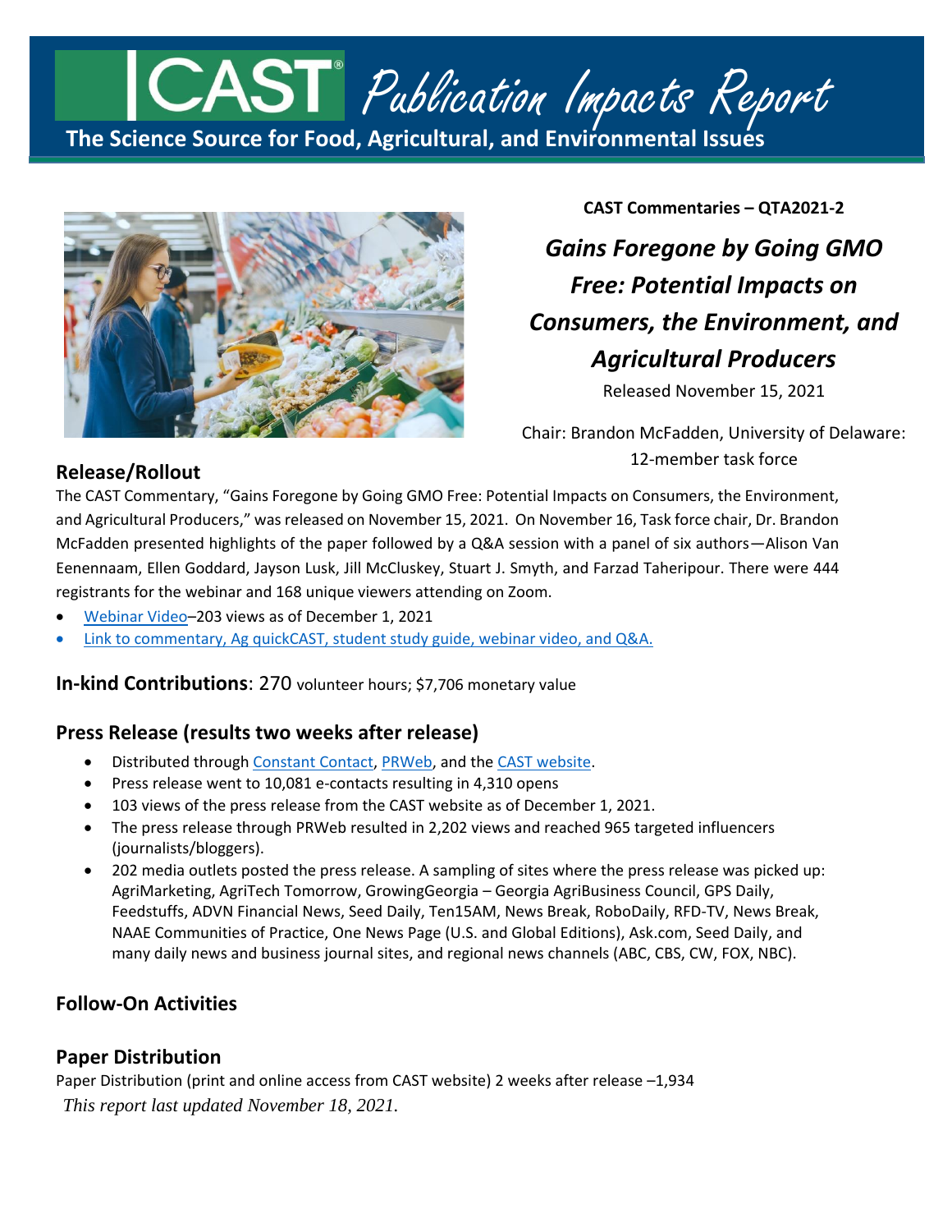# CAST® Publication Impacts Report

**The Science Source for Food, Agricultural, and Environmental Issues**

**CAST Commentaries – QTA2021-2**

## *Gains Foregone by Going GMO Free: Potential Impacts on Consumers, the Environment, and Agricultural Producers*

Released November 15, 2021

Chair: Brandon McFadden, University of Delaware: 12-member task force

## Release/Rollout

The CAST Commentary, "Gains Foregone by Going GMO Free: Potential Impacts on Consumers, the Environment, and Agricultural Producers," was released on November 15, 2021. On November 16, Task force chair, Dr. Brandon McFadden presented highlights of the paper followed by a Q&A session with a panel of six authors—Alison Van Eenennaam, Ellen Goddard, Jayson Lusk, Jill McCluskey, Stuart J. Smyth, and Farzad Taheripour. There were 444 registrants for the webinar and 168 unique viewers attending on Zoom.

- Webinar Video–203 views as of December 1, 2021
- Link to commentary, Ag quickCAST, student study guide, webinar video, and Q&A.

**In-kind Contributions**: 270 volunteer hours; $7,706 monetary value

## Press Release (results two weeks after release)

- Distributed through Constant Contact, PRWeb, and the CAST website.
- Press release went to 10,081 e-contacts resulting in 4,310 opens
- 103 views of the press release from the CAST website as of December 1, 2021.
- The press release through PRWeb resulted in 2,202 views and reached 965 targeted influencers (journalists/bloggers).
- 202 media outlets posted the press release. A sampling of sites where the press release was picked up: AgriMarketing, AgriTech Tomorrow, GrowingGeorgia – Georgia AgriBusiness Council, GPS Daily, Feedstuffs, ADVN Financial News, Seed Daily, Ten15AM, News Break, RoboDaily, RFD-TV, News Break, NAAE Communities of Practice, One News Page (U.S. and Global Editions), Ask.com, Seed Daily, and many daily news and business journal sites, and regional news channels (ABC, CBS, CW, FOX, NBC).

## Follow-On Activities

## Paper Distribution

Paper Distribution (print and online access from CAST website) 2 weeks after release –1,934

*This report last updated November 18, 2021.*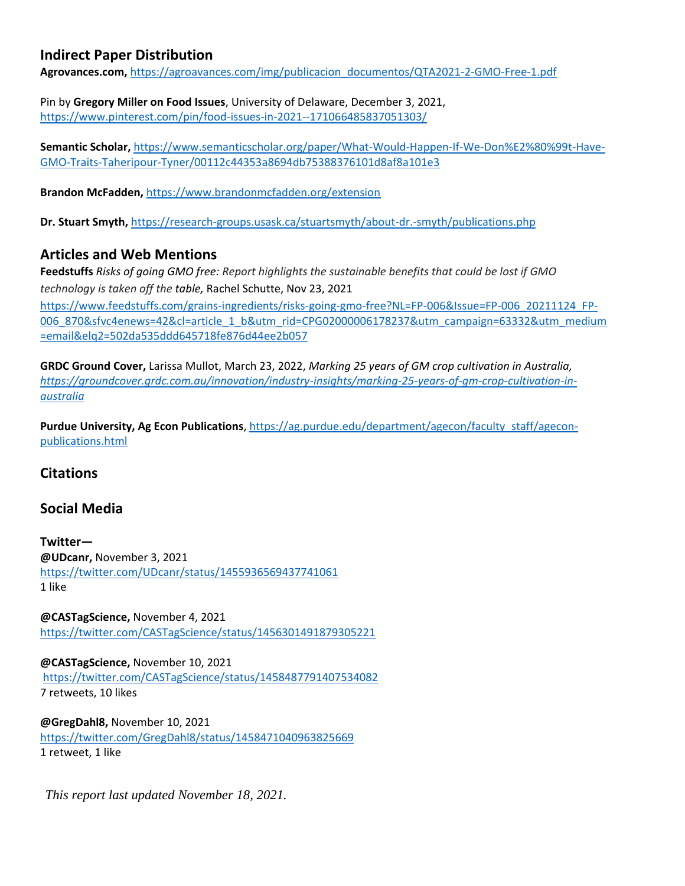## Indirect Paper Distribution

**Agrovances.com,** https://agroavances.com/img/publicacion_documentos/QTA2021-2-GMO-Free-1.pdf

Pin by **Gregory Miller on Food Issues**, University of Delaware, December 3, 2021, https://www.pinterest.com/pin/food-issues-in-2021--171066485837051303/

**Semantic Scholar,** https://www.semanticscholar.org/paper/What-Would-Happen-If-We-Don%E2%80%99t-Have-GMO-Traits-Taheripour-Tyner/00112c44353a8694db75388376101d8af8a101e3

**Brandon McFadden,** https://www.brandonmcfadden.org/extension

**Dr. Stuart Smyth,** https://research-groups.usask.ca/stuartsmyth/about-dr.-smyth/publications.php

## Articles and Web Mentions

**Feedstuffs** *Risks of going GMO free: Report highlights the sustainable benefits that could be lost if GMO technology is taken off the table,* Rachel Schutte, Nov 23, 2021
https://www.feedstuffs.com/grains-ingredients/risks-going-gmo-free?NL=FP-006&Issue=FP-006_20211124_FP-006_870&sfvc4enews=42&cl=article_1_b&utm_rid=CPG02000006178237&utm_campaign=63332&utm_medium=email&elq2=502da535ddd645718fe876d44ee2b057

**GRDC Ground Cover,** Larissa Mullot, March 23, 2022, *Marking 25 years of GM crop cultivation in Australia,* *https://groundcover.grdc.com.au/innovation/industry-insights/marking-25-years-of-gm-crop-cultivation-in-australia*

**Purdue University, Ag Econ Publications**, https://ag.purdue.edu/department/agecon/faculty_staff/agecon-publications.html

## Citations

## Social Media

**Twitter—**

**@UDcanr,** November 3, 2021
https://twitter.com/UDcanr/status/1455936569437741061
1 like

**@CASTagScience,** November 4, 2021
https://twitter.com/CASTagScience/status/1456301491879305221

**@CASTagScience,** November 10, 2021
https://twitter.com/CASTagScience/status/1458487791407534082
7 retweets, 10 likes

**@GregDahl8,** November 10, 2021
https://twitter.com/GregDahl8/status/1458471040963825669
1 retweet, 1 like

*This report last updated November 18, 2021.*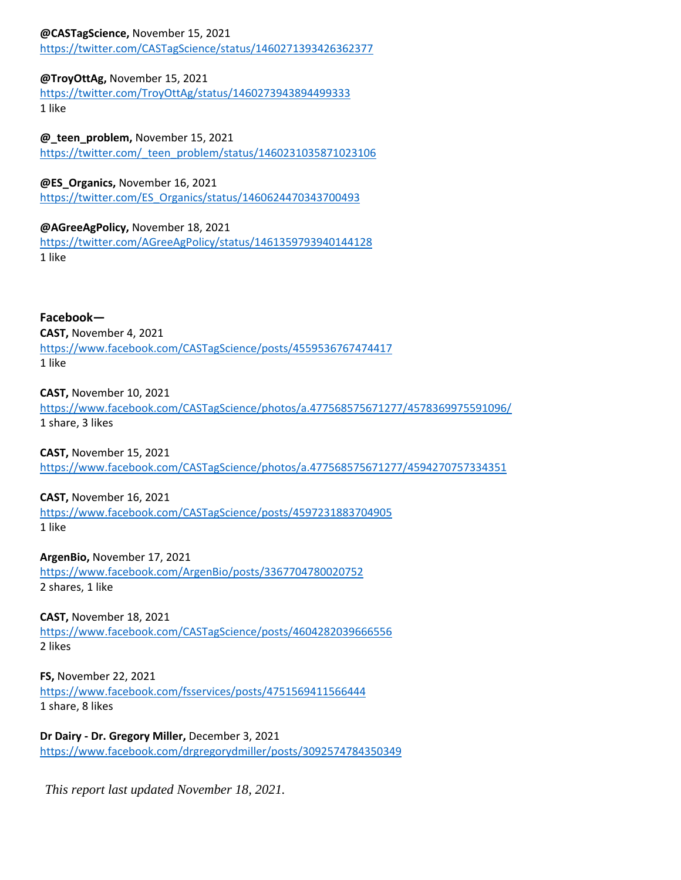**@CASTagScience,** November 15, 2021
https://twitter.com/CASTagScience/status/1460271393426362377

**@TroyOttAg,** November 15, 2021
https://twitter.com/TroyOttAg/status/1460273943894499333
1 like

**@_teen_problem,** November 15, 2021
https://twitter.com/_teen_problem/status/1460231035871023106

**@ES_Organics,** November 16, 2021
https://twitter.com/ES_Organics/status/1460624470343700493

**@AGreeAgPolicy,** November 18, 2021
https://twitter.com/AGreeAgPolicy/status/1461359793940144128
1 like

**Facebook—**

**CAST,** November 4, 2021
https://www.facebook.com/CASTagScience/posts/4559536767474417
1 like

**CAST,** November 10, 2021
https://www.facebook.com/CASTagScience/photos/a.477568575671277/4578369975591096/
1 share, 3 likes

**CAST,** November 15, 2021
https://www.facebook.com/CASTagScience/photos/a.477568575671277/4594270757334351

**CAST,** November 16, 2021
https://www.facebook.com/CASTagScience/posts/4597231883704905
1 like

**ArgenBio,** November 17, 2021
https://www.facebook.com/ArgenBio/posts/3367704780020752
2 shares, 1 like

**CAST,** November 18, 2021
https://www.facebook.com/CASTagScience/posts/4604282039666556
2 likes

**FS,** November 22, 2021
https://www.facebook.com/fsservices/posts/4751569411566444
1 share, 8 likes

**Dr Dairy - Dr. Gregory Miller,** December 3, 2021
https://www.facebook.com/drgregorydmiller/posts/3092574784350349

*This report last updated November 18, 2021.*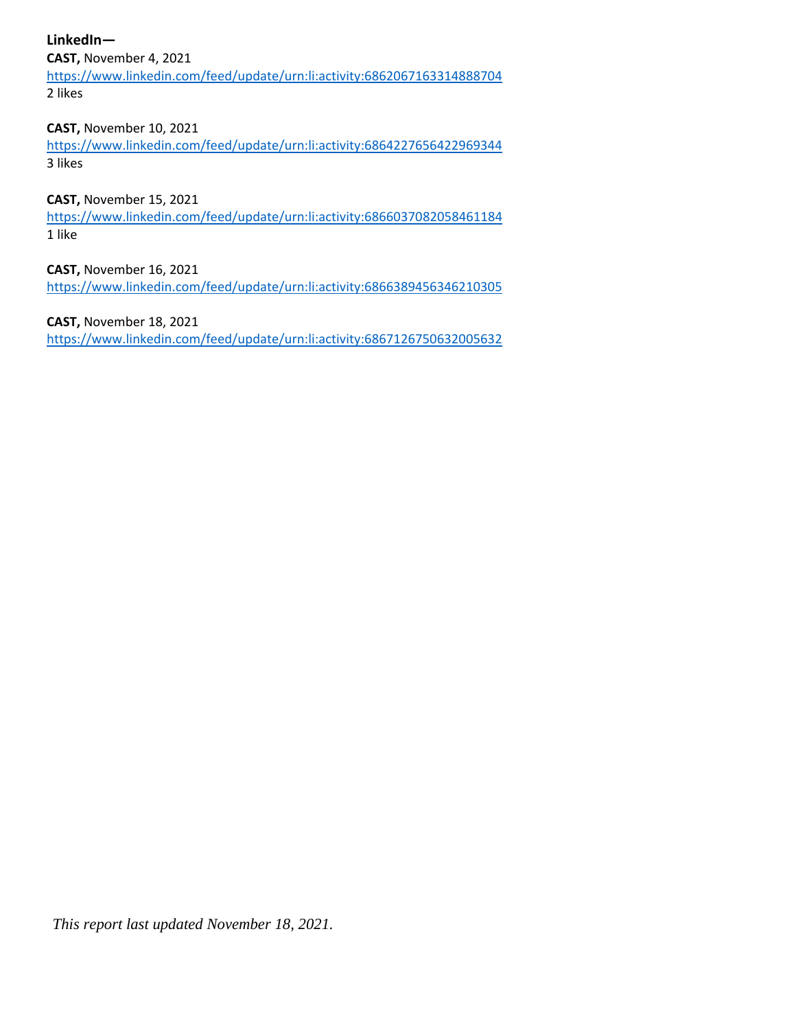**LinkedIn—**

**CAST,** November 4, 2021
https://www.linkedin.com/feed/update/urn:li:activity:6862067163314888704
2 likes

**CAST,** November 10, 2021
https://www.linkedin.com/feed/update/urn:li:activity:6864227656422969344
3 likes

**CAST,** November 15, 2021
https://www.linkedin.com/feed/update/urn:li:activity:6866037082058461184
1 like

**CAST,** November 16, 2021
https://www.linkedin.com/feed/update/urn:li:activity:6866389456346210305

**CAST,** November 18, 2021
https://www.linkedin.com/feed/update/urn:li:activity:6867126750632005632

*This report last updated November 18, 2021.*